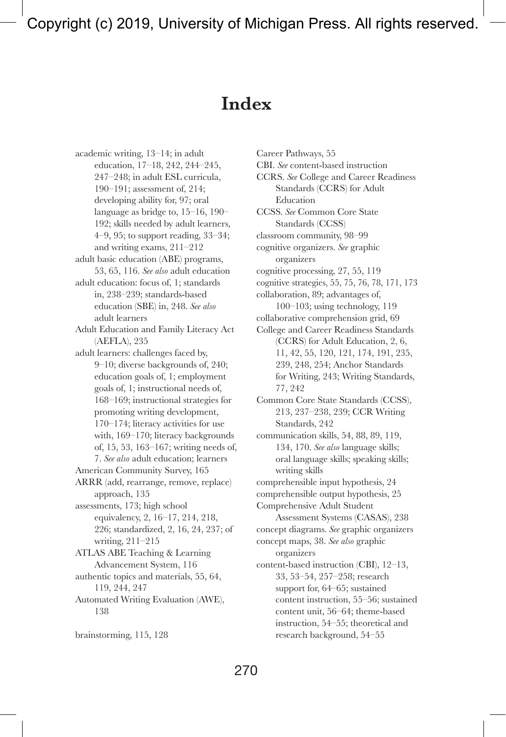# Index

academic writing, 13–14; in adult education, 17–18, 242, 244–245, 247–248; in adult ESL curricula, 190–191; assessment of, 214; developing ability for, 97; oral language as bridge to, 15–16, 190–192; skills needed by adult learners, 4–9, 95; to support reading, 33–34; and writing exams, 211–212

adult basic education (ABE) programs, 53, 65, 116. *See also* adult education

adult education: focus of, 1; standards in, 238–239; standards-based education (SBE) in, 248. *See also* adult learners

Adult Education and Family Literacy Act (AEFLA), 235

adult learners: challenges faced by, 9–10; diverse backgrounds of, 240; education goals of, 1; employment goals of, 1; instructional needs of, 168–169; instructional strategies for promoting writing development, 170–174; literacy activities for use with, 169–170; literacy backgrounds of, 15, 53, 163–167; writing needs of, 7. *See also* adult education; learners

American Community Survey, 165

ARRR (add, rearrange, remove, replace) approach, 135

assessments, 173; high school equivalency, 2, 16–17, 214, 218, 226; standardized, 2, 16, 24, 237; of writing, 211–215

ATLAS ABE Teaching & Learning Advancement System, 116

authentic topics and materials, 55, 64, 119, 244, 247

Automated Writing Evaluation (AWE), 138

brainstorming, 115, 128

Career Pathways, 55

CBI. *See* content-based instruction

CCRS. *See* College and Career Readiness Standards (CCRS) for Adult Education

CCSS. *See* Common Core State Standards (CCSS)

classroom community, 98–99

cognitive organizers. *See* graphic organizers

cognitive processing, 27, 55, 119

cognitive strategies, 55, 75, 76, 78, 171, 173

collaboration, 89; advantages of, 100–103; using technology, 119

collaborative comprehension grid, 69

College and Career Readiness Standards (CCRS) for Adult Education, 2, 6, 11, 42, 55, 120, 121, 174, 191, 235, 239, 248, 254; Anchor Standards for Writing, 243; Writing Standards, 77, 242

Common Core State Standards (CCSS), 213, 237–238, 239; CCR Writing Standards, 242

communication skills, 54, 88, 89, 119, 134, 170. *See also* language skills; oral language skills; speaking skills; writing skills

comprehensible input hypothesis, 24

comprehensible output hypothesis, 25

Comprehensive Adult Student Assessment Systems (CASAS), 238

concept diagrams. *See* graphic organizers

concept maps, 38. *See also* graphic organizers

content-based instruction (CBI), 12–13, 33, 53–54, 257–258; research support for, 64–65; sustained content instruction, 55–56; sustained content unit, 56–64; theme-based instruction, 54–55; theoretical and research background, 54–55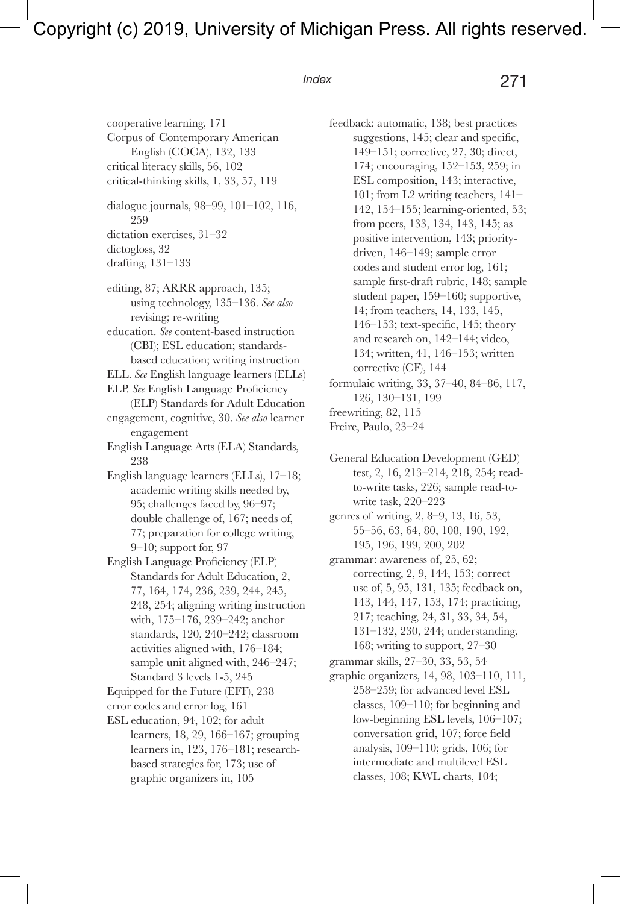cooperative learning, 171
Corpus of Contemporary American English (COCA), 132, 133
critical literacy skills, 56, 102
critical-thinking skills, 1, 33, 57, 119

dialogue journals, 98–99, 101–102, 116, 259
dictation exercises, 31–32
dictogloss, 32
drafting, 131–133

editing, 87; ARRR approach, 135; using technology, 135–136. *See also* revising; re-writing
education. *See* content-based instruction (CBI); ESL education; standards-based education; writing instruction
ELL. *See* English language learners (ELLs)
ELP. *See* English Language Proficiency (ELP) Standards for Adult Education
engagement, cognitive, 30. *See also* learner engagement
English Language Arts (ELA) Standards, 238
English language learners (ELLs), 17–18; academic writing skills needed by, 95; challenges faced by, 96–97; double challenge of, 167; needs of, 77; preparation for college writing, 9–10; support for, 97
English Language Proficiency (ELP) Standards for Adult Education, 2, 77, 164, 174, 236, 239, 244, 245, 248, 254; aligning writing instruction with, 175–176, 239–242; anchor standards, 120, 240–242; classroom activities aligned with, 176–184; sample unit aligned with, 246–247; Standard 3 levels 1-5, 245
Equipped for the Future (EFF), 238
error codes and error log, 161
ESL education, 94, 102; for adult learners, 18, 29, 166–167; grouping learners in, 123, 176–181; research-based strategies for, 173; use of graphic organizers in, 105

feedback: automatic, 138; best practices suggestions, 145; clear and specific, 149–151; corrective, 27, 30; direct, 174; encouraging, 152–153, 259; in ESL composition, 143; interactive, 101; from L2 writing teachers, 141–142, 154–155; learning-oriented, 53; from peers, 133, 134, 143, 145; as positive intervention, 143; priority-driven, 146–149; sample error codes and student error log, 161; sample first-draft rubric, 148; sample student paper, 159–160; supportive, 14; from teachers, 14, 133, 145, 146–153; text-specific, 145; theory and research on, 142–144; video, 134; written, 41, 146–153; written corrective (CF), 144
formulaic writing, 33, 37–40, 84–86, 117, 126, 130–131, 199
freewriting, 82, 115
Freire, Paulo, 23–24

General Education Development (GED) test, 2, 16, 213–214, 218, 254; read-to-write tasks, 226; sample read-to-write task, 220–223
genres of writing, 2, 8–9, 13, 16, 53, 55–56, 63, 64, 80, 108, 190, 192, 195, 196, 199, 200, 202
grammar: awareness of, 25, 62; correcting, 2, 9, 144, 153; correct use of, 5, 95, 131, 135; feedback on, 143, 144, 147, 153, 174; practicing, 217; teaching, 24, 31, 33, 34, 54, 131–132, 230, 244; understanding, 168; writing to support, 27–30
grammar skills, 27–30, 33, 53, 54
graphic organizers, 14, 98, 103–110, 111, 258–259; for advanced level ESL classes, 109–110; for beginning and low-beginning ESL levels, 106–107; conversation grid, 107; force field analysis, 109–110; grids, 106; for intermediate and multilevel ESL classes, 108; KWL charts, 104;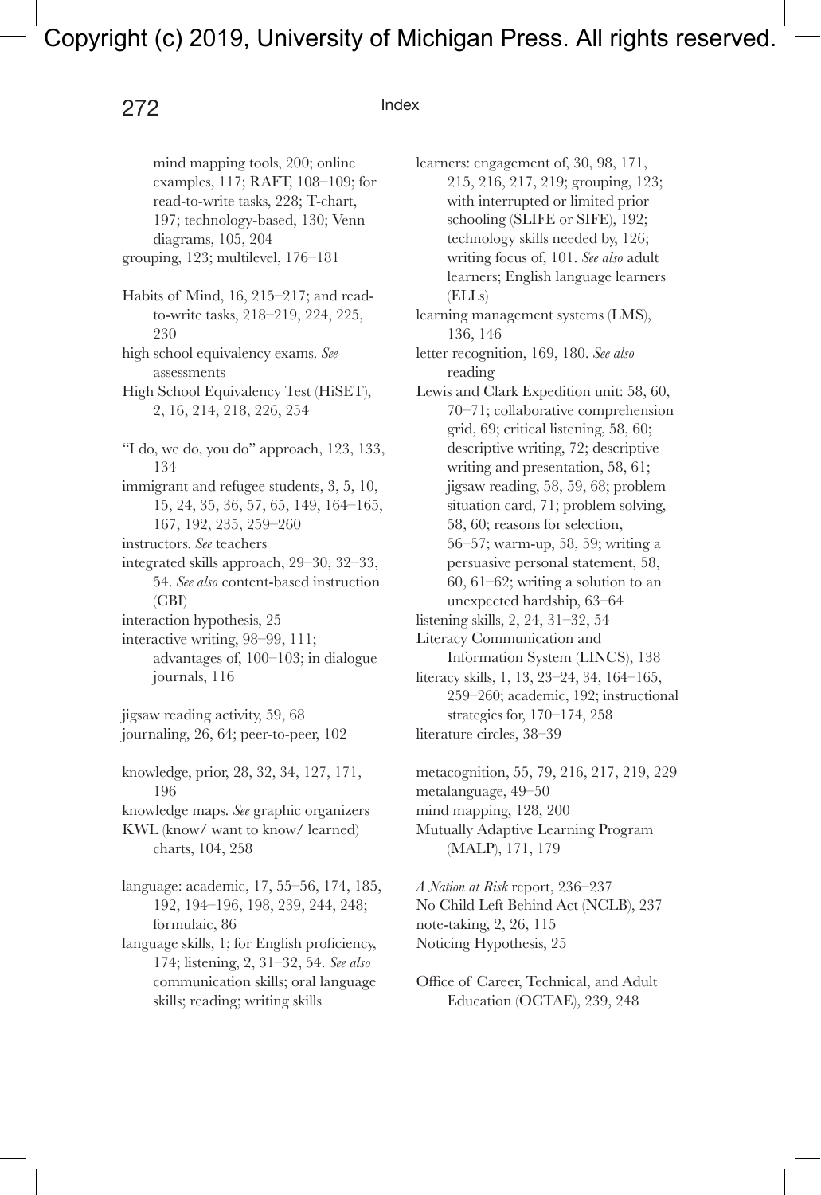mind mapping tools, 200; online examples, 117; RAFT, 108–109; for read-to-write tasks, 228; T-chart, 197; technology-based, 130; Venn diagrams, 105, 204

grouping, 123; multilevel, 176–181

Habits of Mind, 16, 215–217; and read-to-write tasks, 218–219, 224, 225, 230

high school equivalency exams. *See* assessments

High School Equivalency Test (HiSET), 2, 16, 214, 218, 226, 254

"I do, we do, you do" approach, 123, 133, 134

immigrant and refugee students, 3, 5, 10, 15, 24, 35, 36, 57, 65, 149, 164–165, 167, 192, 235, 259–260

instructors. *See* teachers

integrated skills approach, 29–30, 32–33, 54. *See also* content-based instruction (CBI)

interaction hypothesis, 25

interactive writing, 98–99, 111; advantages of, 100–103; in dialogue journals, 116

jigsaw reading activity, 59, 68

journaling, 26, 64; peer-to-peer, 102

knowledge, prior, 28, 32, 34, 127, 171, 196

knowledge maps. *See* graphic organizers

KWL (know/ want to know/ learned) charts, 104, 258

language: academic, 17, 55–56, 174, 185, 192, 194–196, 198, 239, 244, 248; formulaic, 86

language skills, 1; for English proficiency, 174; listening, 2, 31–32, 54. *See also* communication skills; oral language skills; reading; writing skills

learners: engagement of, 30, 98, 171, 215, 216, 217, 219; grouping, 123; with interrupted or limited prior schooling (SLIFE or SIFE), 192; technology skills needed by, 126; writing focus of, 101. *See also* adult learners; English language learners (ELLs)

learning management systems (LMS), 136, 146

letter recognition, 169, 180. *See also* reading

Lewis and Clark Expedition unit: 58, 60, 70–71; collaborative comprehension grid, 69; critical listening, 58, 60; descriptive writing, 72; descriptive writing and presentation, 58, 61; jigsaw reading, 58, 59, 68; problem situation card, 71; problem solving, 58, 60; reasons for selection, 56–57; warm-up, 58, 59; writing a persuasive personal statement, 58, 60, 61–62; writing a solution to an unexpected hardship, 63–64

listening skills, 2, 24, 31–32, 54

Literacy Communication and Information System (LINCS), 138

literacy skills, 1, 13, 23–24, 34, 164–165, 259–260; academic, 192; instructional strategies for, 170–174, 258

literature circles, 38–39

metacognition, 55, 79, 216, 217, 219, 229

metalanguage, 49–50

mind mapping, 128, 200

Mutually Adaptive Learning Program (MALP), 171, 179

*A Nation at Risk* report, 236–237

No Child Left Behind Act (NCLB), 237

note-taking, 2, 26, 115

Noticing Hypothesis, 25

Office of Career, Technical, and Adult Education (OCTAE), 239, 248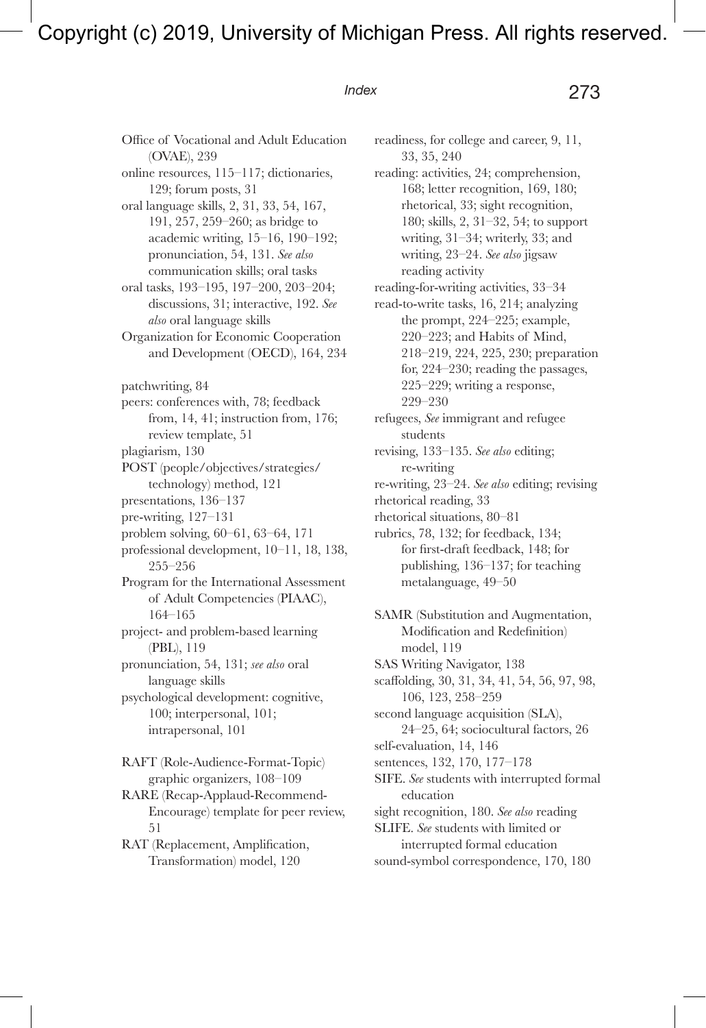Office of Vocational and Adult Education (OVAE), 239

online resources, 115–117; dictionaries, 129; forum posts, 31

oral language skills, 2, 31, 33, 54, 167, 191, 257, 259–260; as bridge to academic writing, 15–16, 190–192; pronunciation, 54, 131. *See also* communication skills; oral tasks

oral tasks, 193–195, 197–200, 203–204; discussions, 31; interactive, 192. *See also* oral language skills

Organization for Economic Cooperation and Development (OECD), 164, 234

patchwriting, 84

peers: conferences with, 78; feedback from, 14, 41; instruction from, 176; review template, 51

plagiarism, 130

POST (people/objectives/strategies/technology) method, 121

presentations, 136–137

pre-writing, 127–131

problem solving, 60–61, 63–64, 171

professional development, 10–11, 18, 138, 255–256

Program for the International Assessment of Adult Competencies (PIAAC), 164–165

project- and problem-based learning (PBL), 119

pronunciation, 54, 131; *see also* oral language skills

psychological development: cognitive, 100; interpersonal, 101; intrapersonal, 101

RAFT (Role-Audience-Format-Topic) graphic organizers, 108–109

RARE (Recap-Applaud-Recommend-Encourage) template for peer review, 51

RAT (Replacement, Amplification, Transformation) model, 120

readiness, for college and career, 9, 11, 33, 35, 240

reading: activities, 24; comprehension, 168; letter recognition, 169, 180; rhetorical, 33; sight recognition, 180; skills, 2, 31–32, 54; to support writing, 31–34; writerly, 33; and writing, 23–24. *See also* jigsaw reading activity

reading-for-writing activities, 33–34

read-to-write tasks, 16, 214; analyzing the prompt, 224–225; example, 220–223; and Habits of Mind, 218–219, 224, 225, 230; preparation for, 224–230; reading the passages, 225–229; writing a response, 229–230

refugees, *See* immigrant and refugee students

revising, 133–135. *See also* editing; re-writing

re-writing, 23–24. *See also* editing; revising

rhetorical reading, 33

rhetorical situations, 80–81

rubrics, 78, 132; for feedback, 134; for first-draft feedback, 148; for publishing, 136–137; for teaching metalanguage, 49–50

SAMR (Substitution and Augmentation, Modification and Redefinition) model, 119

SAS Writing Navigator, 138

scaffolding, 30, 31, 34, 41, 54, 56, 97, 98, 106, 123, 258–259

second language acquisition (SLA), 24–25, 64; sociocultural factors, 26

self-evaluation, 14, 146

sentences, 132, 170, 177–178

SIFE. *See* students with interrupted formal education

sight recognition, 180. *See also* reading

SLIFE. *See* students with limited or interrupted formal education

sound-symbol correspondence, 170, 180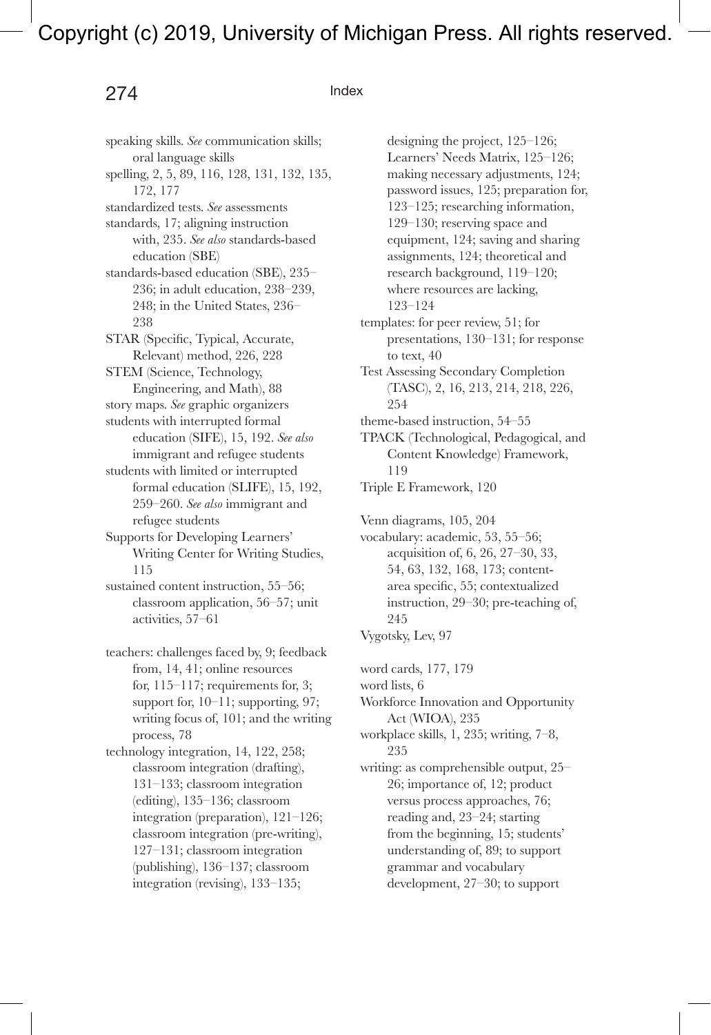speaking skills. *See* communication skills; oral language skills
spelling, 2, 5, 89, 116, 128, 131, 132, 135, 172, 177
standardized tests. *See* assessments
standards, 17; aligning instruction with, 235. *See also* standards-based education (SBE)
standards-based education (SBE), 235–236; in adult education, 238–239, 248; in the United States, 236–238
STAR (Specific, Typical, Accurate, Relevant) method, 226, 228
STEM (Science, Technology, Engineering, and Math), 88
story maps. *See* graphic organizers
students with interrupted formal education (SIFE), 15, 192. *See also* immigrant and refugee students
students with limited or interrupted formal education (SLIFE), 15, 192, 259–260. *See also* immigrant and refugee students
Supports for Developing Learners' Writing Center for Writing Studies, 115
sustained content instruction, 55–56; classroom application, 56–57; unit activities, 57–61

teachers: challenges faced by, 9; feedback from, 14, 41; online resources for, 115–117; requirements for, 3; support for, 10–11; supporting, 97; writing focus of, 101; and the writing process, 78
technology integration, 14, 122, 258; classroom integration (drafting), 131–133; classroom integration (editing), 135–136; classroom integration (preparation), 121–126; classroom integration (pre-writing), 127–131; classroom integration (publishing), 136–137; classroom integration (revising), 133–135; designing the project, 125–126; Learners' Needs Matrix, 125–126; making necessary adjustments, 124; password issues, 125; preparation for, 123–125; researching information, 129–130; reserving space and equipment, 124; saving and sharing assignments, 124; theoretical and research background, 119–120; where resources are lacking, 123–124
templates: for peer review, 51; for presentations, 130–131; for response to text, 40
Test Assessing Secondary Completion (TASC), 2, 16, 213, 214, 218, 226, 254
theme-based instruction, 54–55
TPACK (Technological, Pedagogical, and Content Knowledge) Framework, 119
Triple E Framework, 120

Venn diagrams, 105, 204
vocabulary: academic, 53, 55–56; acquisition of, 6, 26, 27–30, 33, 54, 63, 132, 168, 173; content-area specific, 55; contextualized instruction, 29–30; pre-teaching of, 245
Vygotsky, Lev, 97

word cards, 177, 179
word lists, 6
Workforce Innovation and Opportunity Act (WIOA), 235
workplace skills, 1, 235; writing, 7–8, 235
writing: as comprehensible output, 25–26; importance of, 12; product versus process approaches, 76; reading and, 23–24; starting from the beginning, 15; students' understanding of, 89; to support grammar and vocabulary development, 27–30; to support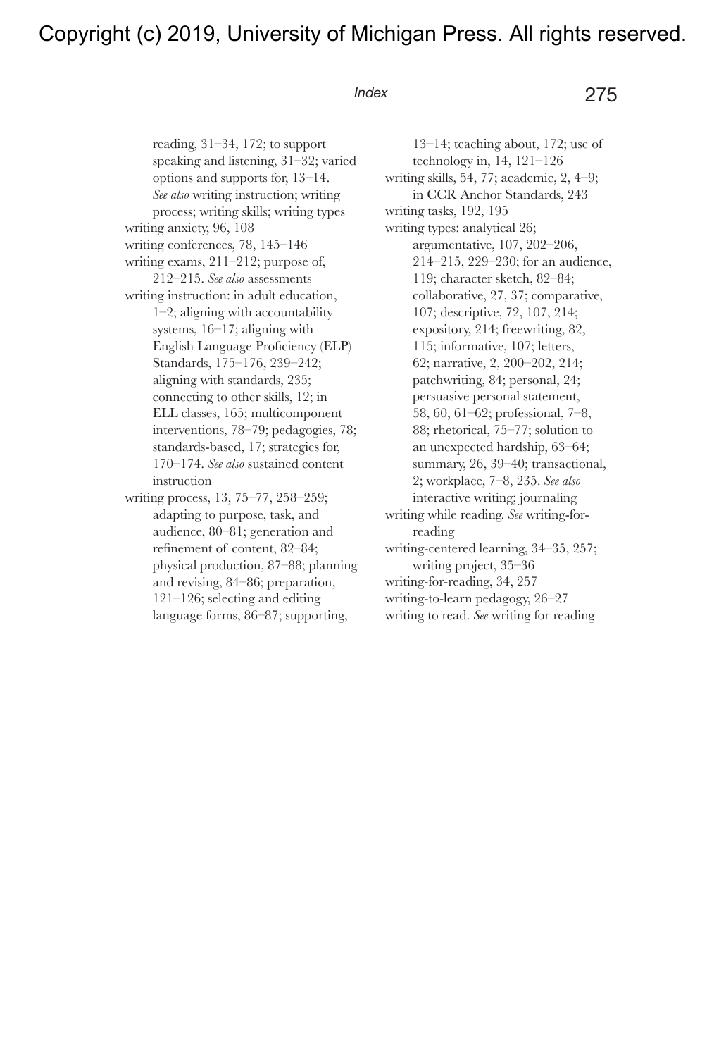reading, 31–34, 172; to support speaking and listening, 31–32; varied options and supports for, 13–14. *See also* writing instruction; writing process; writing skills; writing types

writing anxiety, 96, 108

writing conferences, 78, 145–146

writing exams, 211–212; purpose of, 212–215. *See also* assessments

writing instruction: in adult education, 1–2; aligning with accountability systems, 16–17; aligning with English Language Proficiency (ELP) Standards, 175–176, 239–242; aligning with standards, 235; connecting to other skills, 12; in ELL classes, 165; multicomponent interventions, 78–79; pedagogies, 78; standards-based, 17; strategies for, 170–174. *See also* sustained content instruction

writing process, 13, 75–77, 258–259; adapting to purpose, task, and audience, 80–81; generation and refinement of content, 82–84; physical production, 87–88; planning and revising, 84–86; preparation, 121–126; selecting and editing language forms, 86–87; supporting, 13–14; teaching about, 172; use of technology in, 14, 121–126

writing skills, 54, 77; academic, 2, 4–9; in CCR Anchor Standards, 243

writing tasks, 192, 195

writing types: analytical 26; argumentative, 107, 202–206, 214–215, 229–230; for an audience, 119; character sketch, 82–84; collaborative, 27, 37; comparative, 107; descriptive, 72, 107, 214; expository, 214; freewriting, 82, 115; informative, 107; letters, 62; narrative, 2, 200–202, 214; patchwriting, 84; personal, 24; persuasive personal statement, 58, 60, 61–62; professional, 7–8, 88; rhetorical, 75–77; solution to an unexpected hardship, 63–64; summary, 26, 39–40; transactional, 2; workplace, 7–8, 235. *See also* interactive writing; journaling

writing while reading. *See* writing-for-reading

writing-centered learning, 34–35, 257; writing project, 35–36

writing-for-reading, 34, 257

writing-to-learn pedagogy, 26–27

writing to read. *See* writing for reading